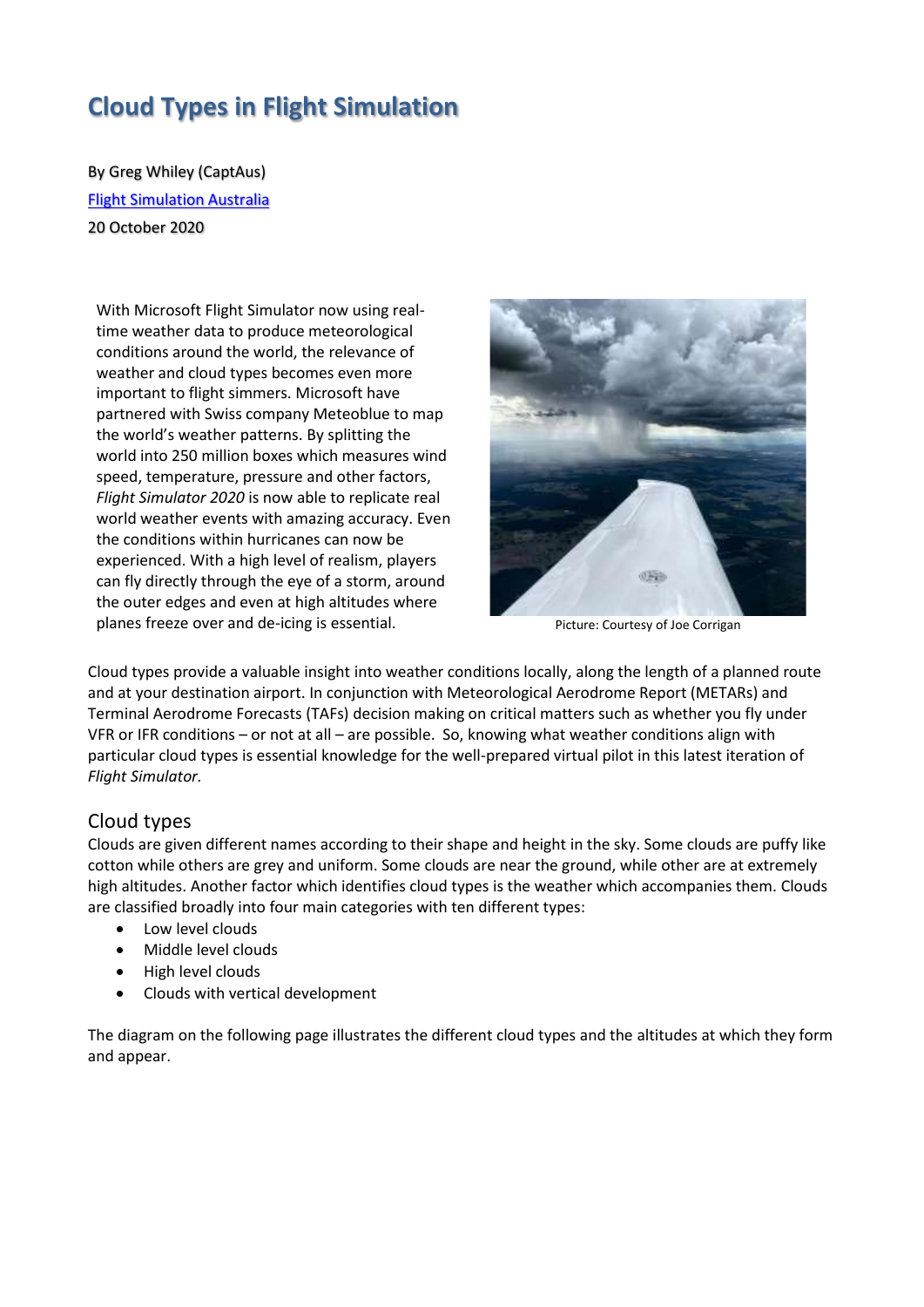# Cloud Types in Flight Simulation

By Greg Whiley (CaptAus)
[Flight Simulation Australia]
20 October 2020

With Microsoft Flight Simulator now using real-time weather data to produce meteorological conditions around the world, the relevance of weather and cloud types becomes even more important to flight simmers. Microsoft have partnered with Swiss company Meteoblue to map the world's weather patterns. By splitting the world into 250 million boxes which measures wind speed, temperature, pressure and other factors, *Flight Simulator 2020* is now able to replicate real world weather events with amazing accuracy. Even the conditions within hurricanes can now be experienced. With a high level of realism, players can fly directly through the eye of a storm, around the outer edges and even at high altitudes where planes freeze over and de-icing is essential.

Picture: Courtesy of Joe Corrigan

Cloud types provide a valuable insight into weather conditions locally, along the length of a planned route and at your destination airport. In conjunction with Meteorological Aerodrome Report (METARs) and Terminal Aerodrome Forecasts (TAFs) decision making on critical matters such as whether you fly under VFR or IFR conditions – or not at all – are possible. So, knowing what weather conditions align with particular cloud types is essential knowledge for the well-prepared virtual pilot in this latest iteration of *Flight Simulator.*

## Cloud types

Clouds are given different names according to their shape and height in the sky. Some clouds are puffy like cotton while others are grey and uniform. Some clouds are near the ground, while other are at extremely high altitudes. Another factor which identifies cloud types is the weather which accompanies them. Clouds are classified broadly into four main categories with ten different types:

- Low level clouds
- Middle level clouds
- High level clouds
- Clouds with vertical development

The diagram on the following page illustrates the different cloud types and the altitudes at which they form and appear.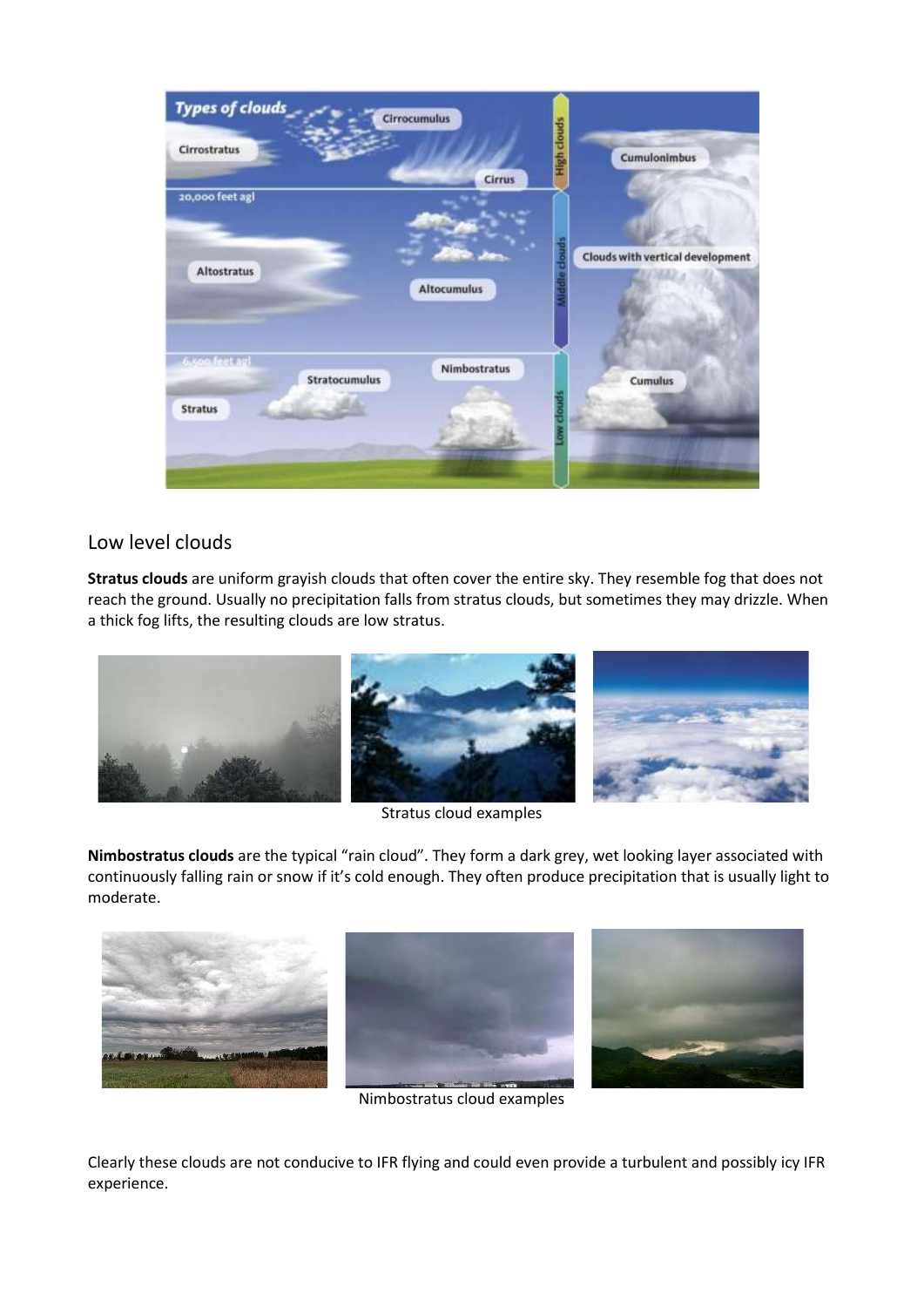## Low level clouds

**Stratus clouds** are uniform grayish clouds that often cover the entire sky. They resemble fog that does not reach the ground. Usually no precipitation falls from stratus clouds, but sometimes they may drizzle. When a thick fog lifts, the resulting clouds are low stratus.

Stratus cloud examples

**Nimbostratus clouds** are the typical "rain cloud". They form a dark grey, wet looking layer associated with continuously falling rain or snow if it's cold enough. They often produce precipitation that is usually light to moderate.

Nimbostratus cloud examples

Clearly these clouds are not conducive to IFR flying and could even provide a turbulent and possibly icy IFR experience.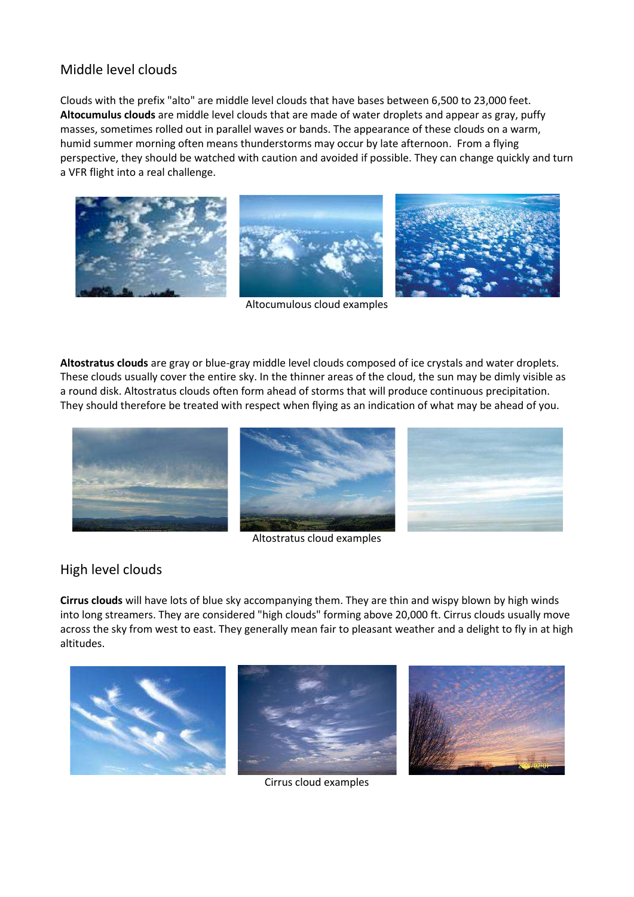## Middle level clouds

Clouds with the prefix "alto" are middle level clouds that have bases between 6,500 to 23,000 feet. **Altocumulus clouds** are middle level clouds that are made of water droplets and appear as gray, puffy masses, sometimes rolled out in parallel waves or bands. The appearance of these clouds on a warm, humid summer morning often means thunderstorms may occur by late afternoon. From a flying perspective, they should be watched with caution and avoided if possible. They can change quickly and turn a VFR flight into a real challenge.

Altocumulous cloud examples

**Altostratus clouds** are gray or blue-gray middle level clouds composed of ice crystals and water droplets. These clouds usually cover the entire sky. In the thinner areas of the cloud, the sun may be dimly visible as a round disk. Altostratus clouds often form ahead of storms that will produce continuous precipitation. They should therefore be treated with respect when flying as an indication of what may be ahead of you.

Altostratus cloud examples

## High level clouds

**Cirrus clouds** will have lots of blue sky accompanying them. They are thin and wispy blown by high winds into long streamers. They are considered "high clouds" forming above 20,000 ft. Cirrus clouds usually move across the sky from west to east. They generally mean fair to pleasant weather and a delight to fly in at high altitudes.

Cirrus cloud examples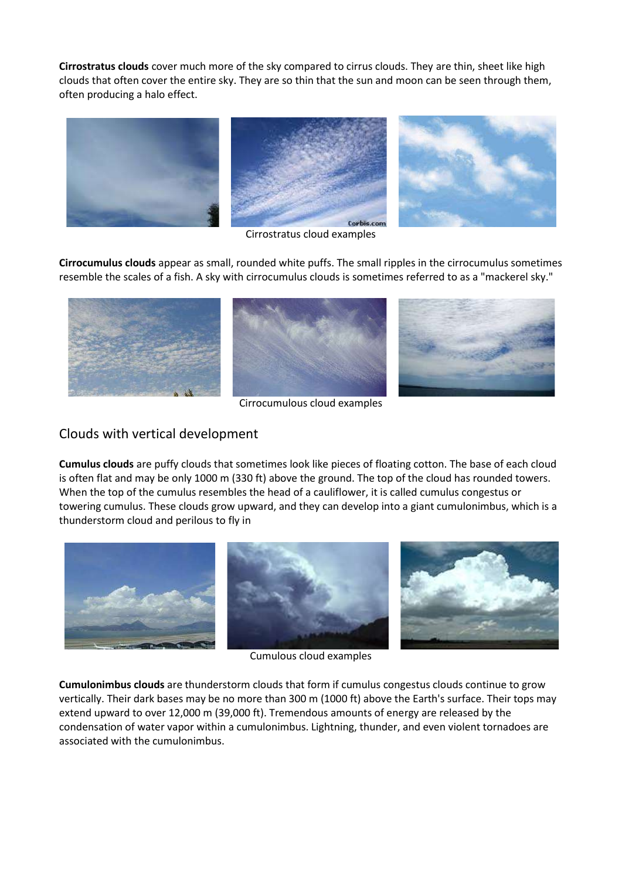**Cirrostratus clouds** cover much more of the sky compared to cirrus clouds. They are thin, sheet like high clouds that often cover the entire sky. They are so thin that the sun and moon can be seen through them, often producing a halo effect.

Cirrostratus cloud examples

**Cirrocumulus clouds** appear as small, rounded white puffs. The small ripples in the cirrocumulus sometimes resemble the scales of a fish. A sky with cirrocumulus clouds is sometimes referred to as a "mackerel sky."

Cirrocumulous cloud examples

## Clouds with vertical development

**Cumulus clouds** are puffy clouds that sometimes look like pieces of floating cotton. The base of each cloud is often flat and may be only 1000 m (330 ft) above the ground. The top of the cloud has rounded towers. When the top of the cumulus resembles the head of a cauliflower, it is called cumulus congestus or towering cumulus. These clouds grow upward, and they can develop into a giant cumulonimbus, which is a thunderstorm cloud and perilous to fly in

Cumulous cloud examples

**Cumulonimbus clouds** are thunderstorm clouds that form if cumulus congestus clouds continue to grow vertically. Their dark bases may be no more than 300 m (1000 ft) above the Earth's surface. Their tops may extend upward to over 12,000 m (39,000 ft). Tremendous amounts of energy are released by the condensation of water vapor within a cumulonimbus. Lightning, thunder, and even violent tornadoes are associated with the cumulonimbus.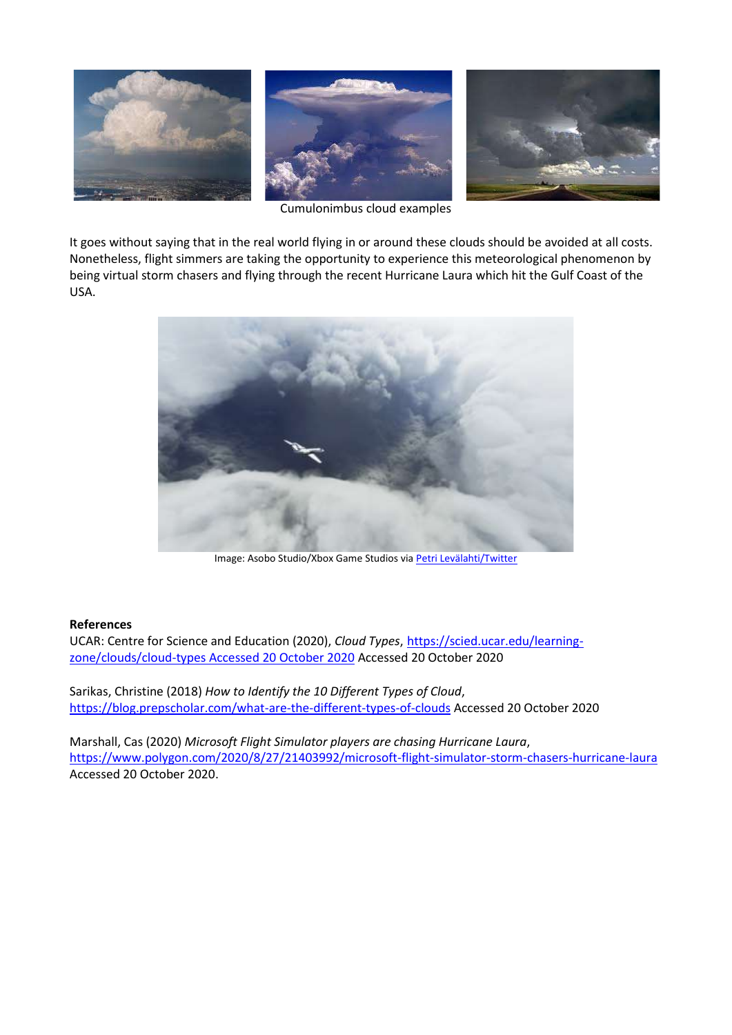Cumulonimbus cloud examples

It goes without saying that in the real world flying in or around these clouds should be avoided at all costs. Nonetheless, flight simmers are taking the opportunity to experience this meteorological phenomenon by being virtual storm chasers and flying through the recent Hurricane Laura which hit the Gulf Coast of the USA.

Image: Asobo Studio/Xbox Game Studios via Petri Levälahti/Twitter

**References**

UCAR: Centre for Science and Education (2020), *Cloud Types*, https://scied.ucar.edu/learning-zone/clouds/cloud-types Accessed 20 October 2020 Accessed 20 October 2020

Sarikas, Christine (2018) *How to Identify the 10 Different Types of Cloud*, https://blog.prepscholar.com/what-are-the-different-types-of-clouds Accessed 20 October 2020

Marshall, Cas (2020) *Microsoft Flight Simulator players are chasing Hurricane Laura*, https://www.polygon.com/2020/8/27/21403992/microsoft-flight-simulator-storm-chasers-hurricane-laura Accessed 20 October 2020.